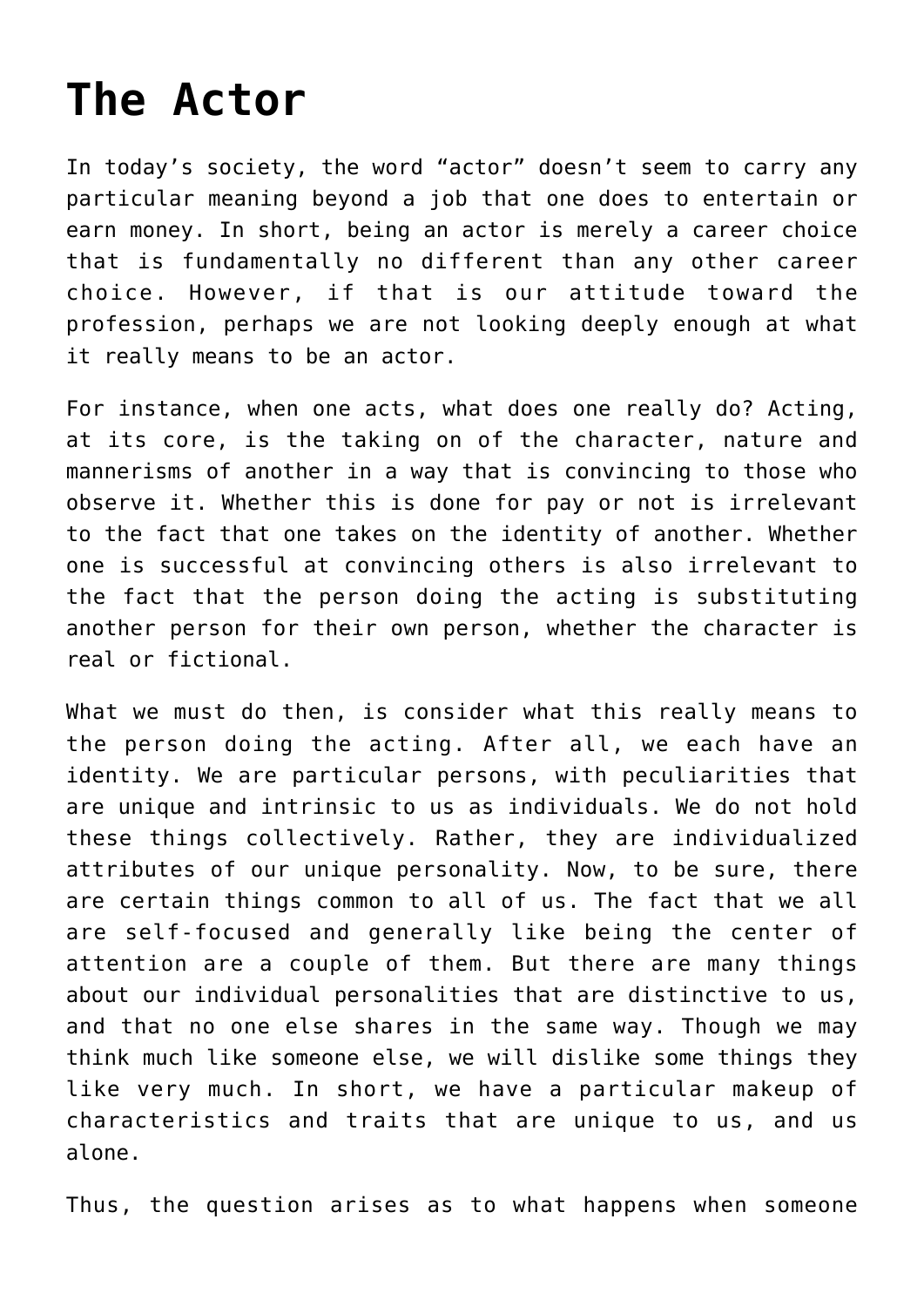# The Actor

In today's society, the word "actor" doesn't seem to carry any particular meaning beyond a job that one does to entertain or earn money. In short, being an actor is merely a career choice that is fundamentally no different than any other career choice. However, if that is our attitude toward the profession, perhaps we are not looking deeply enough at what it really means to be an actor.

For instance, when one acts, what does one really do? Acting, at its core, is the taking on of the character, nature and mannerisms of another in a way that is convincing to those who observe it. Whether this is done for pay or not is irrelevant to the fact that one takes on the identity of another. Whether one is successful at convincing others is also irrelevant to the fact that the person doing the acting is substituting another person for their own person, whether the character is real or fictional.

What we must do then, is consider what this really means to the person doing the acting. After all, we each have an identity. We are particular persons, with peculiarities that are unique and intrinsic to us as individuals. We do not hold these things collectively. Rather, they are individualized attributes of our unique personality. Now, to be sure, there are certain things common to all of us. The fact that we all are self-focused and generally like being the center of attention are a couple of them. But there are many things about our individual personalities that are distinctive to us, and that no one else shares in the same way. Though we may think much like someone else, we will dislike some things they like very much. In short, we have a particular makeup of characteristics and traits that are unique to us, and us alone.

Thus, the question arises as to what happens when someone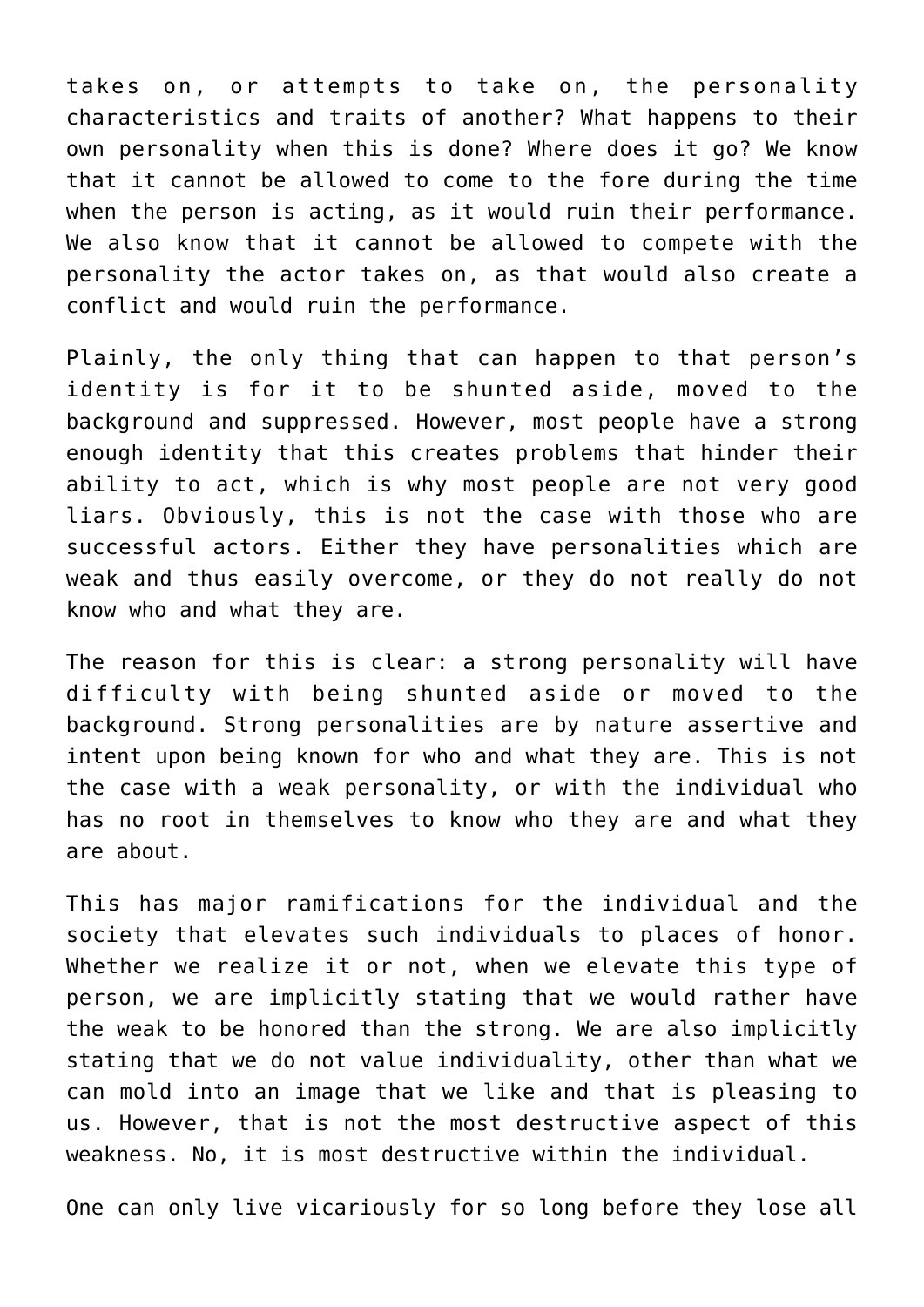takes on, or attempts to take on, the personality characteristics and traits of another? What happens to their own personality when this is done? Where does it go? We know that it cannot be allowed to come to the fore during the time when the person is acting, as it would ruin their performance. We also know that it cannot be allowed to compete with the personality the actor takes on, as that would also create a conflict and would ruin the performance.

Plainly, the only thing that can happen to that person's identity is for it to be shunted aside, moved to the background and suppressed. However, most people have a strong enough identity that this creates problems that hinder their ability to act, which is why most people are not very good liars. Obviously, this is not the case with those who are successful actors. Either they have personalities which are weak and thus easily overcome, or they do not really do not know who and what they are.

The reason for this is clear: a strong personality will have difficulty with being shunted aside or moved to the background. Strong personalities are by nature assertive and intent upon being known for who and what they are. This is not the case with a weak personality, or with the individual who has no root in themselves to know who they are and what they are about.

This has major ramifications for the individual and the society that elevates such individuals to places of honor. Whether we realize it or not, when we elevate this type of person, we are implicitly stating that we would rather have the weak to be honored than the strong. We are also implicitly stating that we do not value individuality, other than what we can mold into an image that we like and that is pleasing to us. However, that is not the most destructive aspect of this weakness. No, it is most destructive within the individual.

One can only live vicariously for so long before they lose all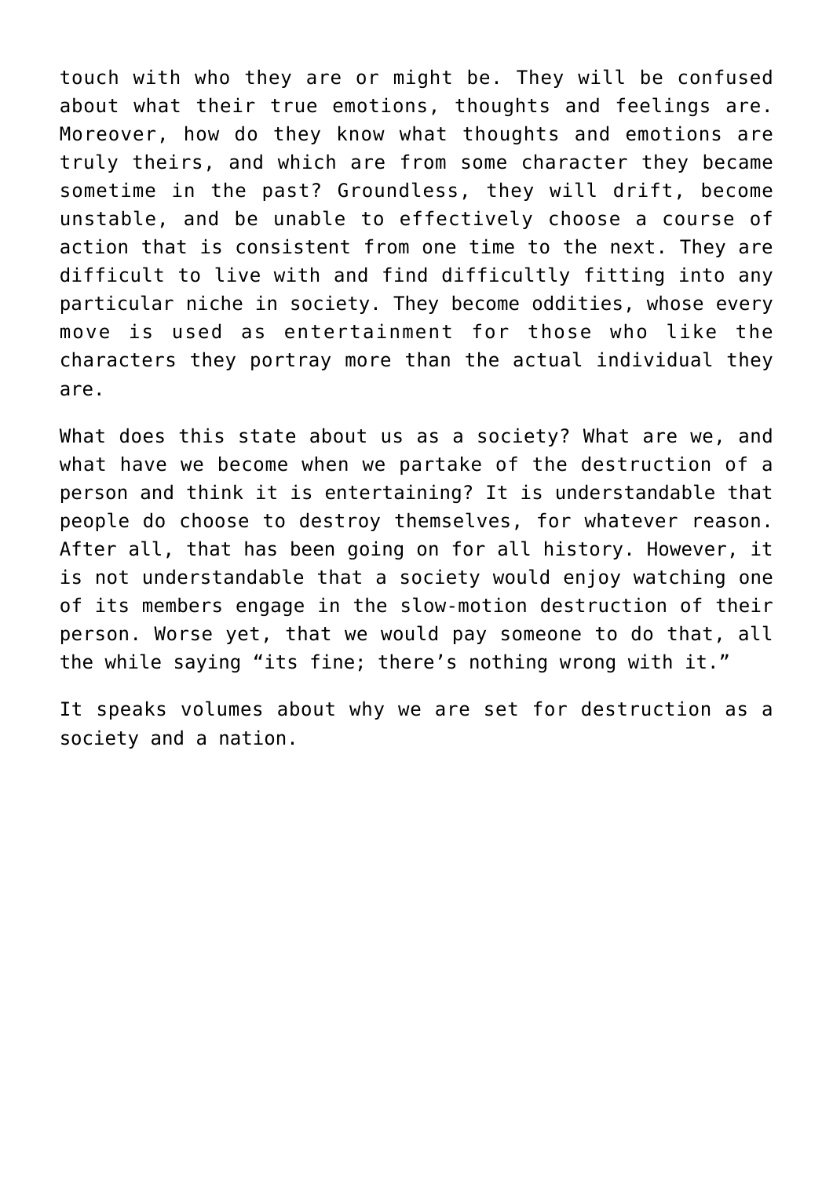touch with who they are or might be. They will be confused about what their true emotions, thoughts and feelings are. Moreover, how do they know what thoughts and emotions are truly theirs, and which are from some character they became sometime in the past? Groundless, they will drift, become unstable, and be unable to effectively choose a course of action that is consistent from one time to the next. They are difficult to live with and find difficultly fitting into any particular niche in society. They become oddities, whose every move is used as entertainment for those who like the characters they portray more than the actual individual they are.

What does this state about us as a society? What are we, and what have we become when we partake of the destruction of a person and think it is entertaining? It is understandable that people do choose to destroy themselves, for whatever reason. After all, that has been going on for all history. However, it is not understandable that a society would enjoy watching one of its members engage in the slow-motion destruction of their person. Worse yet, that we would pay someone to do that, all the while saying "its fine; there's nothing wrong with it."

It speaks volumes about why we are set for destruction as a society and a nation.